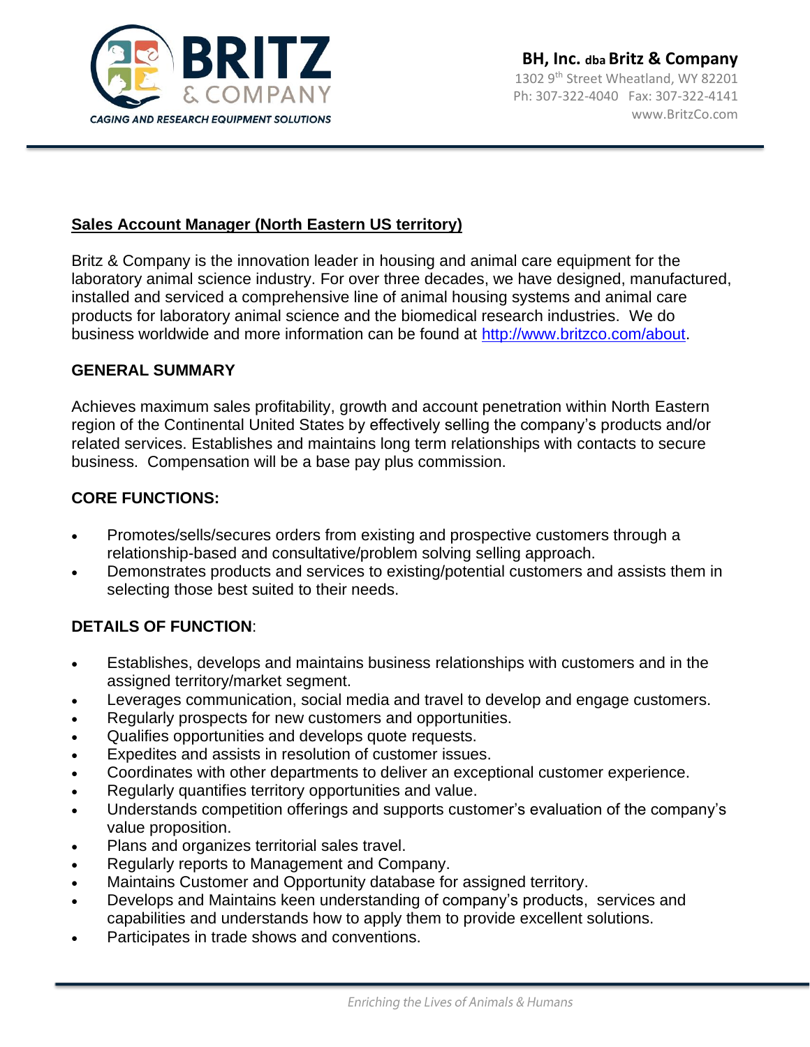**BH, Inc. dba Britz & Company**
1302 9th Street Wheatland, WY 82201
Ph: 307-322-4040 Fax: 307-322-4141
www.BritzCo.com

## Sales Account Manager (North Eastern US territory)

Britz & Company is the innovation leader in housing and animal care equipment for the laboratory animal science industry. For over three decades, we have designed, manufactured, installed and serviced a comprehensive line of animal housing systems and animal care products for laboratory animal science and the biomedical research industries. We do business worldwide and more information can be found at [http://www.britzco.com/about](http://www.britzco.com/about).

### GENERAL SUMMARY

Achieves maximum sales profitability, growth and account penetration within North Eastern region of the Continental United States by effectively selling the company's products and/or related services. Establishes and maintains long term relationships with contacts to secure business. Compensation will be a base pay plus commission.

### CORE FUNCTIONS:

- Promotes/sells/secures orders from existing and prospective customers through a relationship-based and consultative/problem solving selling approach.
- Demonstrates products and services to existing/potential customers and assists them in selecting those best suited to their needs.

### DETAILS OF FUNCTION:

- Establishes, develops and maintains business relationships with customers and in the assigned territory/market segment.
- Leverages communication, social media and travel to develop and engage customers.
- Regularly prospects for new customers and opportunities.
- Qualifies opportunities and develops quote requests.
- Expedites and assists in resolution of customer issues.
- Coordinates with other departments to deliver an exceptional customer experience.
- Regularly quantifies territory opportunities and value.
- Understands competition offerings and supports customer's evaluation of the company's value proposition.
- Plans and organizes territorial sales travel.
- Regularly reports to Management and Company.
- Maintains Customer and Opportunity database for assigned territory.
- Develops and Maintains keen understanding of company's products, services and capabilities and understands how to apply them to provide excellent solutions.
- Participates in trade shows and conventions.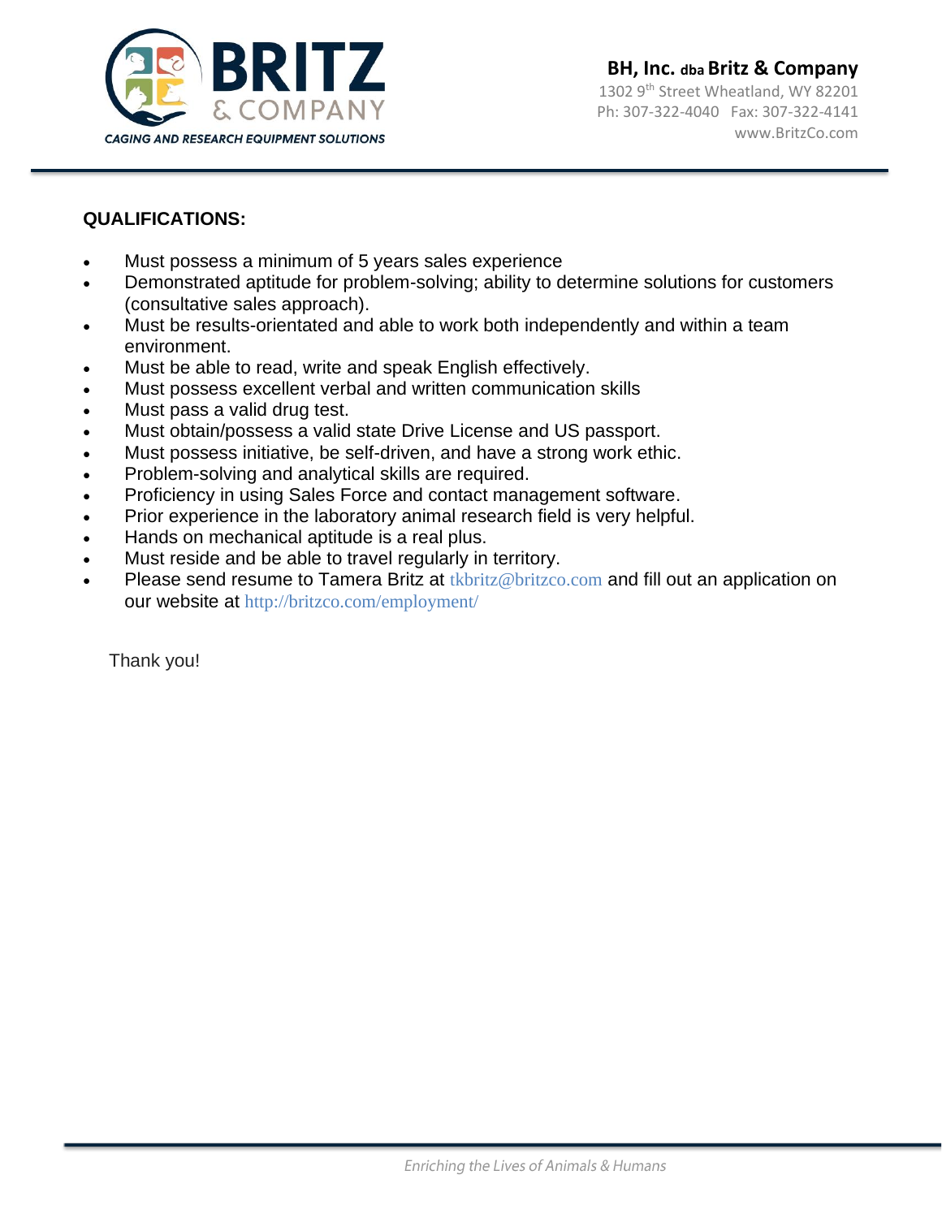**QUALIFICATIONS:**

- Must possess a minimum of 5 years sales experience
- Demonstrated aptitude for problem-solving; ability to determine solutions for customers (consultative sales approach).
- Must be results-orientated and able to work both independently and within a team environment.
- Must be able to read, write and speak English effectively.
- Must possess excellent verbal and written communication skills
- Must pass a valid drug test.
- Must obtain/possess a valid state Drive License and US passport.
- Must possess initiative, be self-driven, and have a strong work ethic.
- Problem-solving and analytical skills are required.
- Proficiency in using Sales Force and contact management software.
- Prior experience in the laboratory animal research field is very helpful.
- Hands on mechanical aptitude is a real plus.
- Must reside and be able to travel regularly in territory.
- Please send resume to Tamera Britz at tkbritz@britzco.com and fill out an application on our website at http://britzco.com/employment/

Thank you!